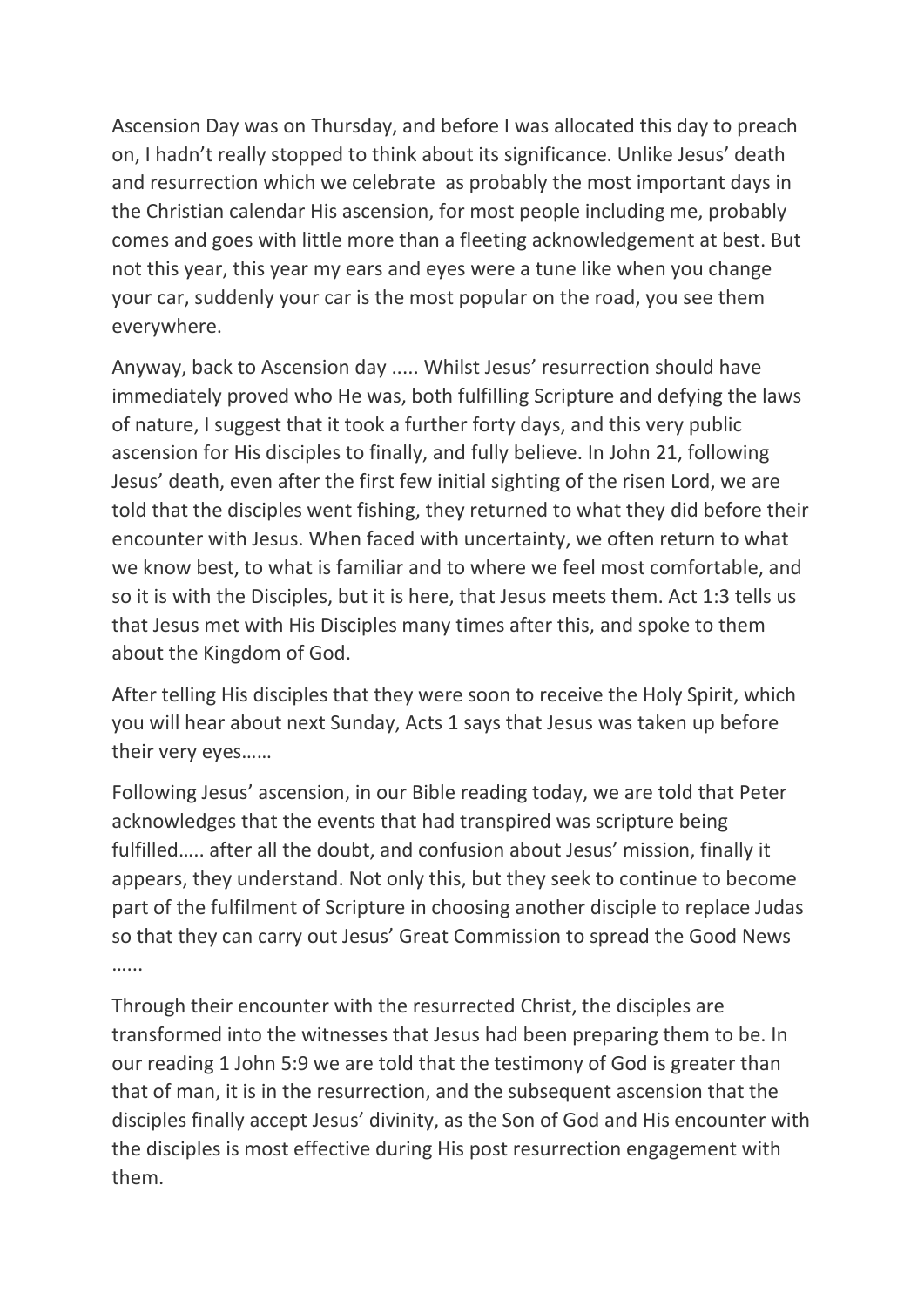Ascension Day was on Thursday, and before I was allocated this day to preach on, I hadn't really stopped to think about its significance. Unlike Jesus' death and resurrection which we celebrate  as probably the most important days in the Christian calendar His ascension, for most people including me, probably comes and goes with little more than a fleeting acknowledgement at best. But not this year, this year my ears and eyes were a tune like when you change your car, suddenly your car is the most popular on the road, you see them everywhere.

Anyway, back to Ascension day ..... Whilst Jesus' resurrection should have immediately proved who He was, both fulfilling Scripture and defying the laws of nature, I suggest that it took a further forty days, and this very public ascension for His disciples to finally, and fully believe. In John 21, following Jesus' death, even after the first few initial sighting of the risen Lord, we are told that the disciples went fishing, they returned to what they did before their encounter with Jesus. When faced with uncertainty, we often return to what we know best, to what is familiar and to where we feel most comfortable, and so it is with the Disciples, but it is here, that Jesus meets them. Act 1:3 tells us that Jesus met with His Disciples many times after this, and spoke to them about the Kingdom of God.

After telling His disciples that they were soon to receive the Holy Spirit, which you will hear about next Sunday, Acts 1 says that Jesus was taken up before their very eyes……

Following Jesus' ascension, in our Bible reading today, we are told that Peter acknowledges that the events that had transpired was scripture being fulfilled….. after all the doubt, and confusion about Jesus' mission, finally it appears, they understand. Not only this, but they seek to continue to become part of the fulfilment of Scripture in choosing another disciple to replace Judas so that they can carry out Jesus' Great Commission to spread the Good News ……

Through their encounter with the resurrected Christ, the disciples are transformed into the witnesses that Jesus had been preparing them to be. In our reading 1 John 5:9 we are told that the testimony of God is greater than that of man, it is in the resurrection, and the subsequent ascension that the disciples finally accept Jesus' divinity, as the Son of God and His encounter with the disciples is most effective during His post resurrection engagement with them.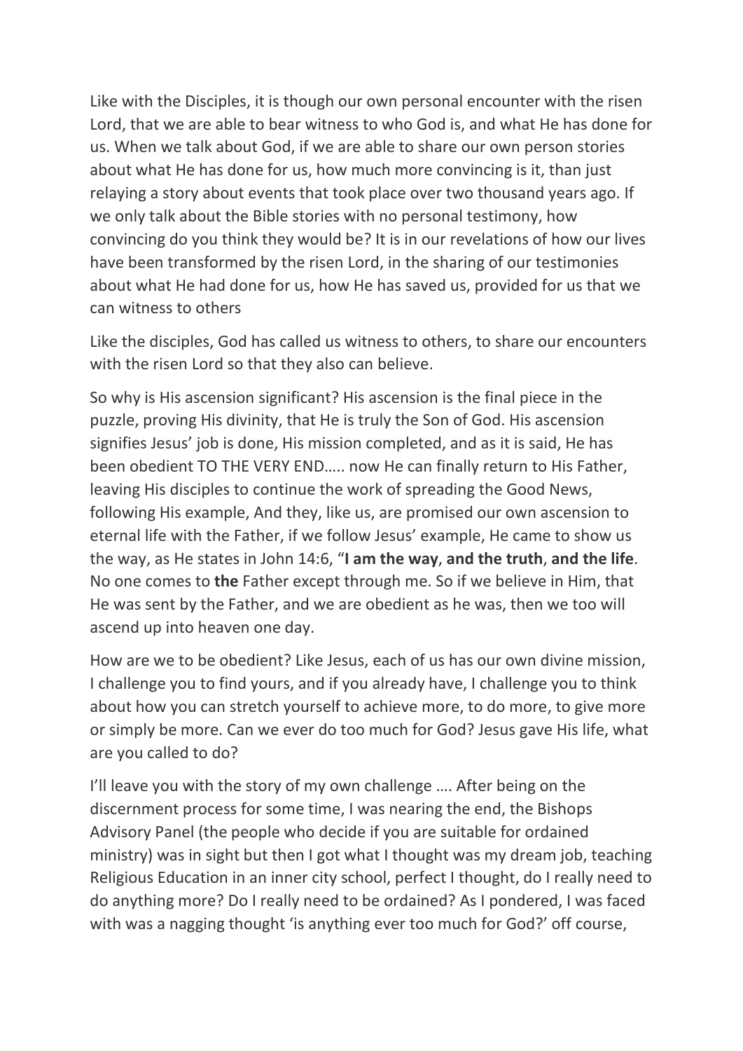Like with the Disciples, it is though our own personal encounter with the risen Lord, that we are able to bear witness to who God is, and what He has done for us. When we talk about God, if we are able to share our own person stories about what He has done for us, how much more convincing is it, than just relaying a story about events that took place over two thousand years ago. If we only talk about the Bible stories with no personal testimony, how convincing do you think they would be? It is in our revelations of how our lives have been transformed by the risen Lord, in the sharing of our testimonies about what He had done for us, how He has saved us, provided for us that we can witness to others

Like the disciples, God has called us witness to others, to share our encounters with the risen Lord so that they also can believe.

So why is His ascension significant? His ascension is the final piece in the puzzle, proving His divinity, that He is truly the Son of God. His ascension signifies Jesus' job is done, His mission completed, and as it is said, He has been obedient TO THE VERY END….. now He can finally return to His Father, leaving His disciples to continue the work of spreading the Good News, following His example, And they, like us, are promised our own ascension to eternal life with the Father, if we follow Jesus' example, He came to show us the way, as He states in John 14:6, "**I am the way**, **and the truth**, **and the life**. No one comes to **the** Father except through me. So if we believe in Him, that He was sent by the Father, and we are obedient as he was, then we too will ascend up into heaven one day.

How are we to be obedient? Like Jesus, each of us has our own divine mission, I challenge you to find yours, and if you already have, I challenge you to think about how you can stretch yourself to achieve more, to do more, to give more or simply be more. Can we ever do too much for God? Jesus gave His life, what are you called to do?

I'll leave you with the story of my own challenge …. After being on the discernment process for some time, I was nearing the end, the Bishops Advisory Panel (the people who decide if you are suitable for ordained ministry) was in sight but then I got what I thought was my dream job, teaching Religious Education in an inner city school, perfect I thought, do I really need to do anything more? Do I really need to be ordained? As I pondered, I was faced with was a nagging thought 'is anything ever too much for God?' off course,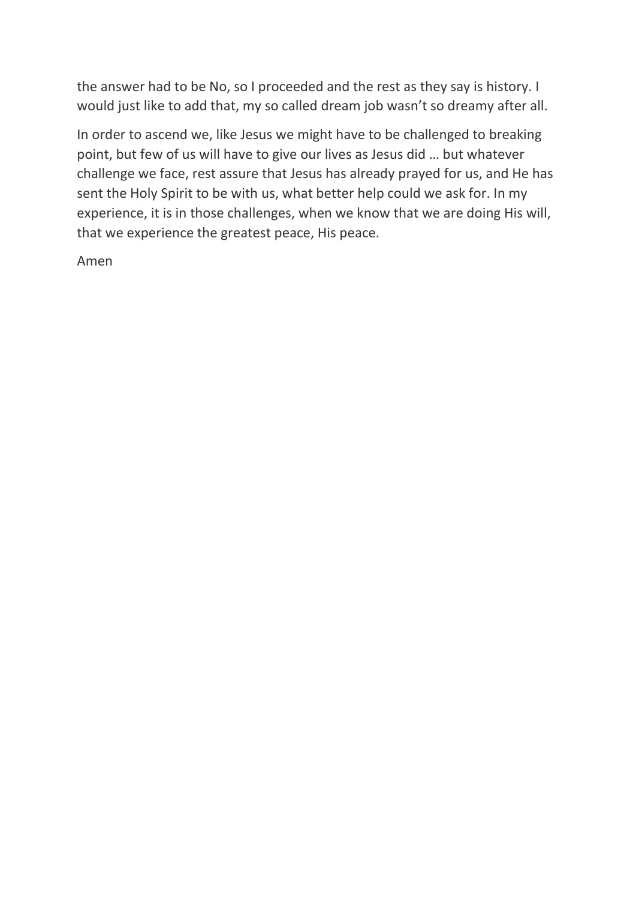the answer had to be No, so I proceeded and the rest as they say is history. I would just like to add that, my so called dream job wasn't so dreamy after all.

In order to ascend we, like Jesus we might have to be challenged to breaking point, but few of us will have to give our lives as Jesus did … but whatever challenge we face, rest assure that Jesus has already prayed for us, and He has sent the Holy Spirit to be with us, what better help could we ask for. In my experience, it is in those challenges, when we know that we are doing His will, that we experience the greatest peace, His peace.

Amen